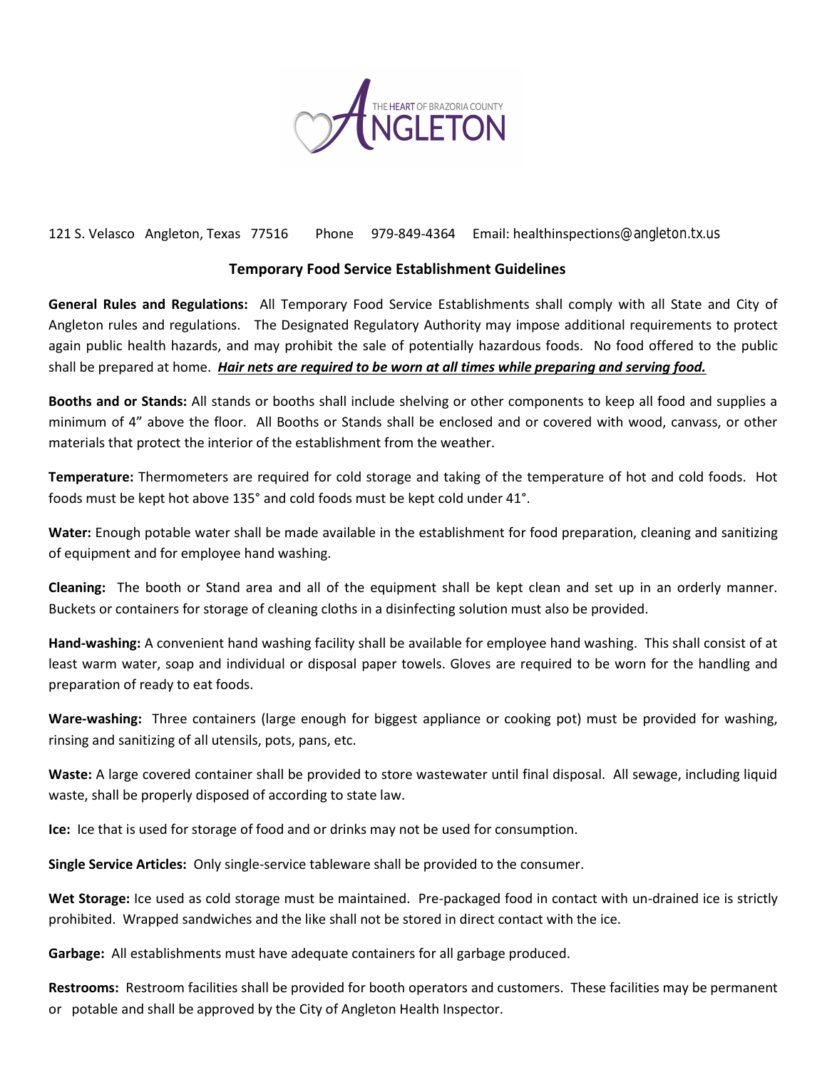THE HEART OF BRAZORIA COUNTY ANGLETON

121 S. Velasco Angleton, Texas 77516 Phone 979-849-4364 Email: healthinspections@angleton.tx.us

## Temporary Food Service Establishment Guidelines

**General Rules and Regulations:** All Temporary Food Service Establishments shall comply with all State and City of Angleton rules and regulations. The Designated Regulatory Authority may impose additional requirements to protect again public health hazards, and may prohibit the sale of potentially hazardous foods. No food offered to the public shall be prepared at home. ***Hair nets are required to be worn at all times while preparing and serving food.***

**Booths and or Stands:** All stands or booths shall include shelving or other components to keep all food and supplies a minimum of 4" above the floor. All Booths or Stands shall be enclosed and or covered with wood, canvass, or other materials that protect the interior of the establishment from the weather.

**Temperature:** Thermometers are required for cold storage and taking of the temperature of hot and cold foods. Hot foods must be kept hot above 135° and cold foods must be kept cold under 41°.

**Water:** Enough potable water shall be made available in the establishment for food preparation, cleaning and sanitizing of equipment and for employee hand washing.

**Cleaning:** The booth or Stand area and all of the equipment shall be kept clean and set up in an orderly manner. Buckets or containers for storage of cleaning cloths in a disinfecting solution must also be provided.

**Hand-washing:** A convenient hand washing facility shall be available for employee hand washing. This shall consist of at least warm water, soap and individual or disposal paper towels. Gloves are required to be worn for the handling and preparation of ready to eat foods.

**Ware-washing:** Three containers (large enough for biggest appliance or cooking pot) must be provided for washing, rinsing and sanitizing of all utensils, pots, pans, etc.

**Waste:** A large covered container shall be provided to store wastewater until final disposal. All sewage, including liquid waste, shall be properly disposed of according to state law.

**Ice:** Ice that is used for storage of food and or drinks may not be used for consumption.

**Single Service Articles:** Only single-service tableware shall be provided to the consumer.

**Wet Storage:** Ice used as cold storage must be maintained. Pre-packaged food in contact with un-drained ice is strictly prohibited. Wrapped sandwiches and the like shall not be stored in direct contact with the ice.

**Garbage:** All establishments must have adequate containers for all garbage produced.

**Restrooms:** Restroom facilities shall be provided for booth operators and customers. These facilities may be permanent or potable and shall be approved by the City of Angleton Health Inspector.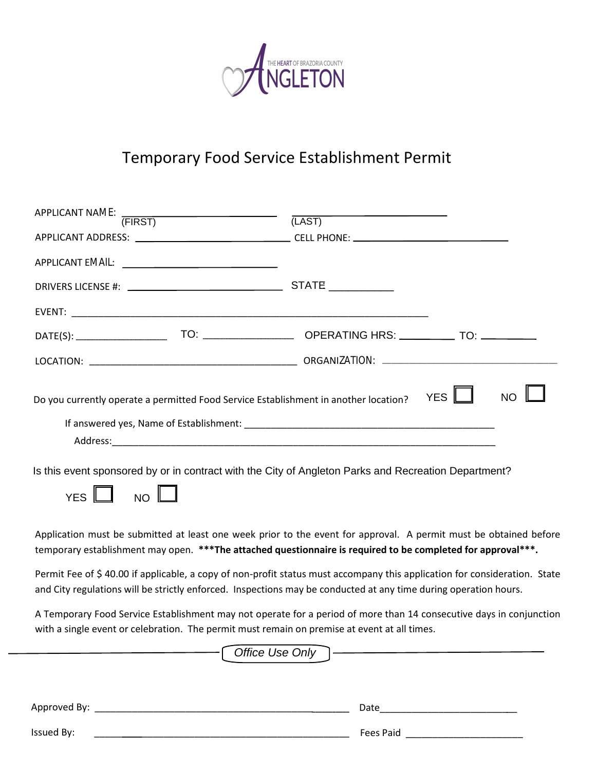THE HEART OF BRAZORIA COUNTY ANGLETON

# Temporary Food Service Establishment Permit

APPLICANT NAME: ______________________ ______________________
(FIRST) (LAST)

APPLICANT ADDRESS: ______________________ CELL PHONE: ______________________

APPLICANT EMAIL: ______________________

DRIVERS LICENSE #: ______________________ STATE ___________

EVENT: ______________________________________________

DATE(S): ______________ TO: ______________ OPERATING HRS: __________ TO: __________

LOCATION: ______________________________ ORGANIZATION: ______________________________

Do you currently operate a permitted Food Service Establishment in another location? YES ☐ NO ☐

If answered yes, Name of Establishment: ______________________________________________

Address: ______________________________________________________________

Is this event sponsored by or in contract with the City of Angleton Parks and Recreation Department?

YES ☐ NO ☐

Application must be submitted at least one week prior to the event for approval. A permit must be obtained before temporary establishment may open. **\*\*\*The attached questionnaire is required to be completed for approval\*\*\*.**

Permit Fee of $ 40.00 if applicable, a copy of non-profit status must accompany this application for consideration. State and City regulations will be strictly enforced. Inspections may be conducted at any time during operation hours.

A Temporary Food Service Establishment may not operate for a period of more than 14 consecutive days in conjunction with a single event or celebration. The permit must remain on premise at event at all times.

*Office Use Only*

Approved By: ______________________________________ Date______________________

Issued By: ______________________________________ Fees Paid ______________________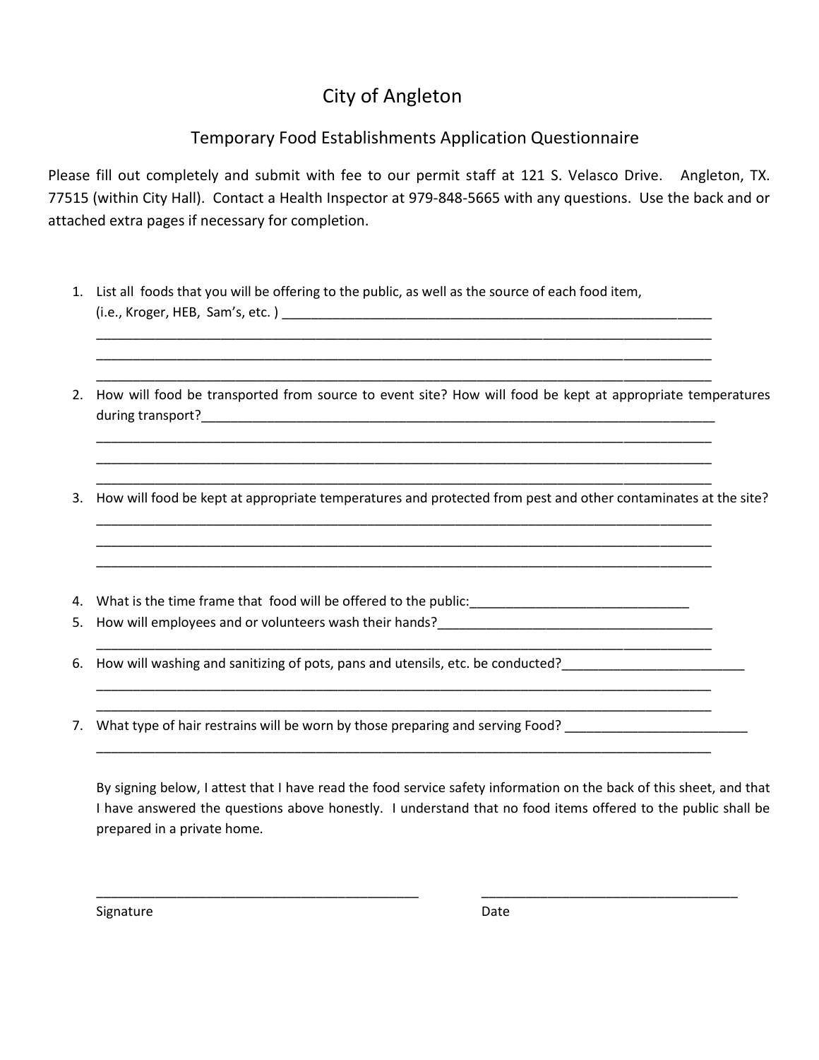# City of Angleton

## Temporary Food Establishments Application Questionnaire

Please fill out completely and submit with fee to our permit staff at 121 S. Velasco Drive. Angleton, TX. 77515 (within City Hall). Contact a Health Inspector at 979-848-5665 with any questions. Use the back and or attached extra pages if necessary for completion.

1. List all foods that you will be offering to the public, as well as the source of each food item, (i.e., Kroger, HEB, Sam's, etc. ) ____________________________________________________________
________________________________________________________________________________________
________________________________________________________________________________________
________________________________________________________________________________________
2. How will food be transported from source to event site? How will food be kept at appropriate temperatures during transport?__________________________________________________________________________
________________________________________________________________________________________
________________________________________________________________________________________
________________________________________________________________________________________
3. How will food be kept at appropriate temperatures and protected from pest and other contaminates at the site?
________________________________________________________________________________________
________________________________________________________________________________________
________________________________________________________________________________________
4. What is the time frame that food will be offered to the public:______________________________
5. How will employees and or volunteers wash their hands?______________________________________
________________________________________________________________________________________
6. How will washing and sanitizing of pots, pans and utensils, etc. be conducted?_________________________
________________________________________________________________________________________
________________________________________________________________________________________
7. What type of hair restrains will be worn by those preparing and serving Food? _________________________
________________________________________________________________________________________

By signing below, I attest that I have read the food service safety information on the back of this sheet, and that I have answered the questions above honestly. I understand that no food items offered to the public shall be prepared in a private home.

_____________________________________________ ___________________________________

Signature Date